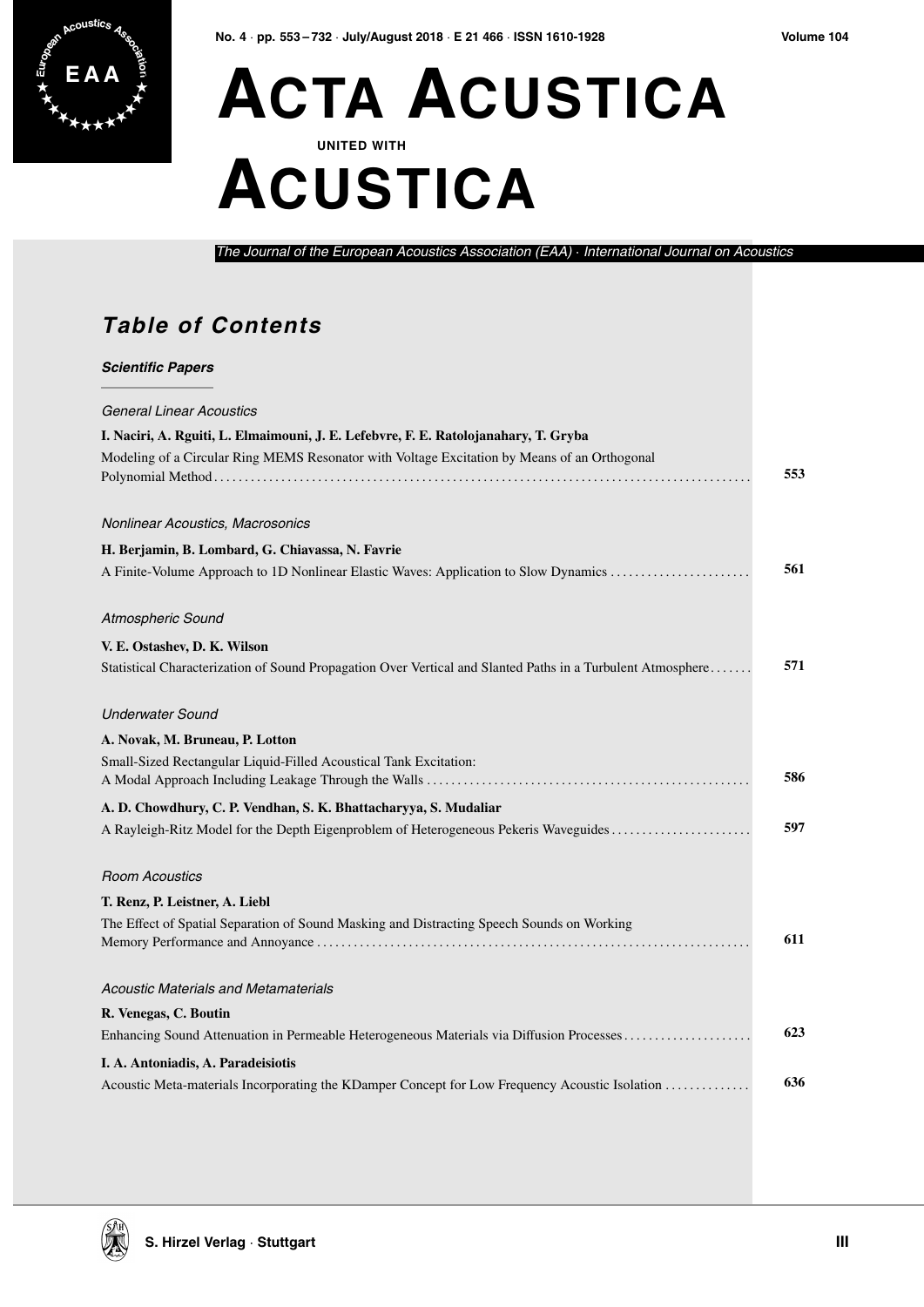# ACTA ACUSTICA

UNITED WITH

# ACUSTICA

*The Journal of the European Acoustics Association (EAA) · International Journal on Acoustics*

## *Table of Contents*

### *Scientific Papers*

*General Linear Acoustics*

**I. Naciri, A. Rguiti, L. Elmaimouni, J. E. Lefebvre, F. E. Ratolojanahary, T. Gryba**
Modeling of a Circular Ring MEMS Resonator with Voltage Excitation by Means of an Orthogonal Polynomial Method ........ **553**

*Nonlinear Acoustics, Macrosonics*

**H. Berjamin, B. Lombard, G. Chiavassa, N. Favrie**
A Finite-Volume Approach to 1D Nonlinear Elastic Waves: Application to Slow Dynamics ........ **561**

*Atmospheric Sound*

**V. E. Ostashev, D. K. Wilson**
Statistical Characterization of Sound Propagation Over Vertical and Slanted Paths in a Turbulent Atmosphere ........ **571**

*Underwater Sound*

**A. Novak, M. Bruneau, P. Lotton**
Small-Sized Rectangular Liquid-Filled Acoustical Tank Excitation: A Modal Approach Including Leakage Through the Walls ........ **586**

**A. D. Chowdhury, C. P. Vendhan, S. K. Bhattacharyya, S. Mudaliar**
A Rayleigh-Ritz Model for the Depth Eigenproblem of Heterogeneous Pekeris Waveguides ........ **597**

*Room Acoustics*

**T. Renz, P. Leistner, A. Liebl**
The Effect of Spatial Separation of Sound Masking and Distracting Speech Sounds on Working Memory Performance and Annoyance ........ **611**

*Acoustic Materials and Metamaterials*

**R. Venegas, C. Boutin**
Enhancing Sound Attenuation in Permeable Heterogeneous Materials via Diffusion Processes ........ **623**

**I. A. Antoniadis, A. Paradeisiotis**
Acoustic Meta-materials Incorporating the KDamper Concept for Low Frequency Acoustic Isolation ........ **636**

S. Hirzel Verlag · Stuttgart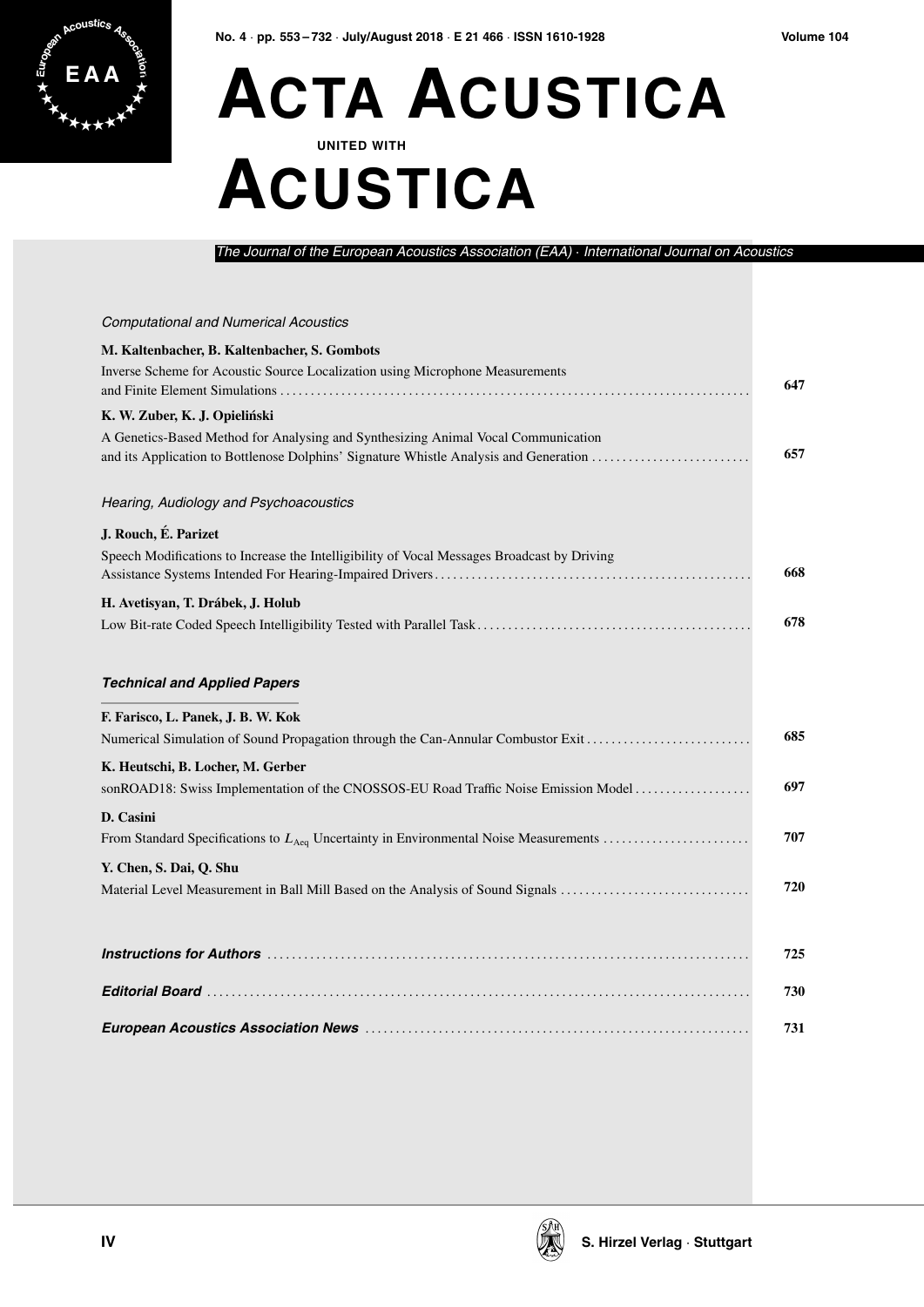# ACTA ACUSTICA

UNITED WITH

# ACUSTICA

*The Journal of the European Acoustics Association (EAA) · International Journal on Acoustics*

*Computational and Numerical Acoustics*

**M. Kaltenbacher, B. Kaltenbacher, S. Gombots**
Inverse Scheme for Acoustic Source Localization using Microphone Measurements and Finite Element Simulations ........ **647**

**K. W. Zuber, K. J. Opieliński**
A Genetics-Based Method for Analysing and Synthesizing Animal Vocal Communication and its Application to Bottlenose Dolphins' Signature Whistle Analysis and Generation ........ **657**

*Hearing, Audiology and Psychoacoustics*

**J. Rouch, É. Parizet**
Speech Modifications to Increase the Intelligibility of Vocal Messages Broadcast by Driving Assistance Systems Intended For Hearing-Impaired Drivers ........ **668**

**H. Avetisyan, T. Drábek, J. Holub**
Low Bit-rate Coded Speech Intelligibility Tested with Parallel Task ........ **678**

***Technical and Applied Papers***

**F. Farisco, L. Panek, J. B. W. Kok**
Numerical Simulation of Sound Propagation through the Can-Annular Combustor Exit ........ **685**

**K. Heutschi, B. Locher, M. Gerber**
sonROAD18: Swiss Implementation of the CNOSSOS-EU Road Traffic Noise Emission Model ........ **697**

**D. Casini**
From Standard Specifications to $L_{\text{Aeq}}$ Uncertainty in Environmental Noise Measurements ........ **707**

**Y. Chen, S. Dai, Q. Shu**
Material Level Measurement in Ball Mill Based on the Analysis of Sound Signals ........ **720**

***Instructions for Authors*** ........ **725**

***Editorial Board*** ........ **730**

***European Acoustics Association News*** ........ **731**

S. Hirzel Verlag · Stuttgart